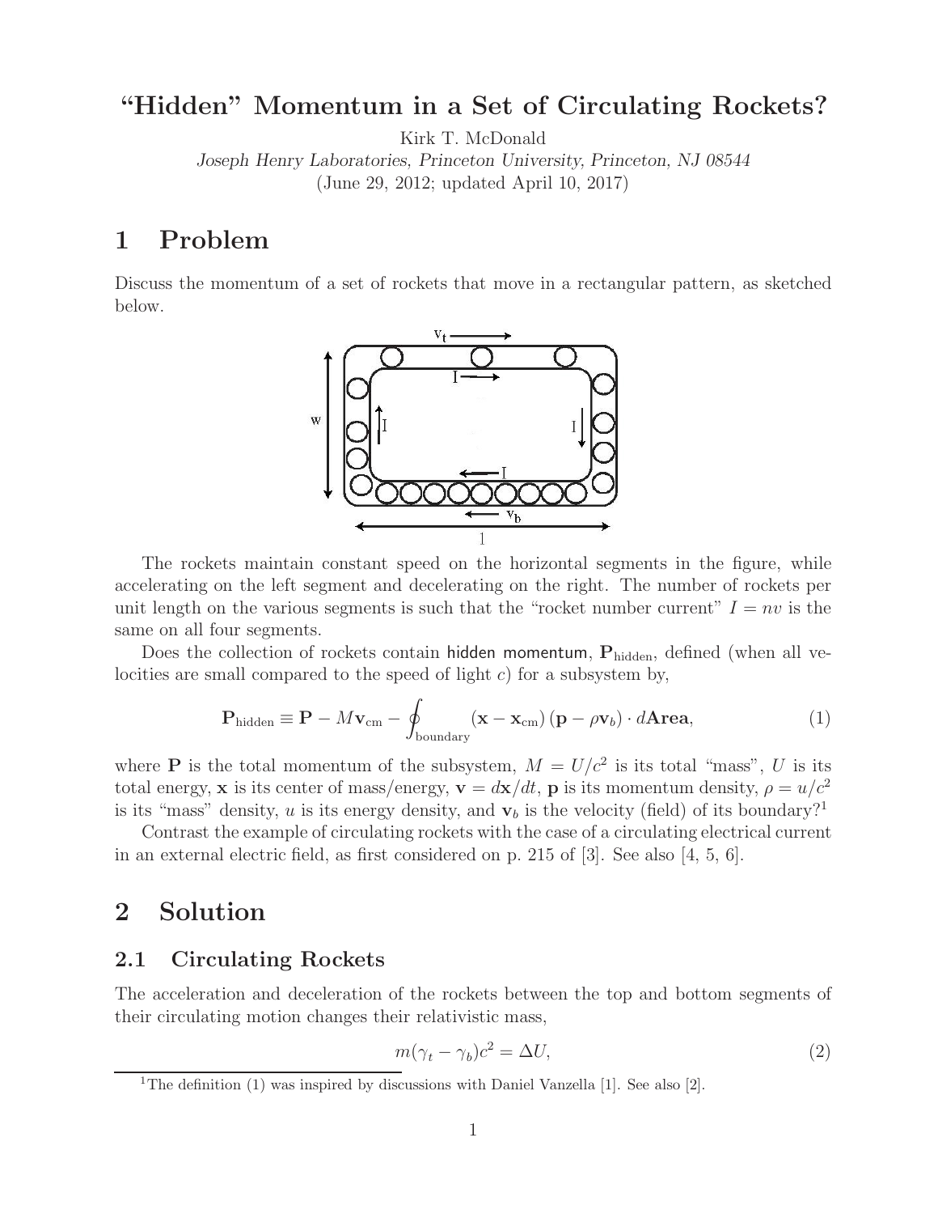# "Hidden" Momentum in a Set of Circulating Rockets?

Kirk T. McDonald

*Joseph Henry Laboratories, Princeton University, Princeton, NJ 08544*

(June 29, 2012; updated April 10, 2017)

## 1 Problem

Discuss the momentum of a set of rockets that move in a rectangular pattern, as sketched below.

The rockets maintain constant speed on the horizontal segments in the figure, while accelerating on the left segment and decelerating on the right. The number of rockets per unit length on the various segments is such that the "rocket number current" $I = nv$ is the same on all four segments.

Does the collection of rockets contain hidden momentum, $\mathbf{P}_{\rm hidden}$, defined (when all velocities are small compared to the speed of light $c$) for a subsystem by,

$$\mathbf{P}_{\rm hidden} \equiv \mathbf{P} - M\mathbf{v}_{\rm cm} - \oint_{\rm boundary} (\mathbf{x} - \mathbf{x}_{\rm cm})\,(\mathbf{p} - \rho\mathbf{v}_b)\cdot d\mathbf{Area}, \tag{1}$$

where $\mathbf{P}$ is the total momentum of the subsystem, $M = U/c^2$ is its total "mass", $U$ is its total energy, $\mathbf{x}$ is its center of mass/energy, $\mathbf{v} = d\mathbf{x}/dt$, $\mathbf{p}$ is its momentum density, $\rho = u/c^2$ is its "mass" density, $u$ is its energy density, and $\mathbf{v}_b$ is the velocity (field) of its boundary?[1]

Contrast the example of circulating rockets with the case of a circulating electrical current in an external electric field, as first considered on p. 215 of [3]. See also [4, 5, 6].

## 2 Solution

### 2.1 Circulating Rockets

The acceleration and deceleration of the rockets between the top and bottom segments of their circulating motion changes their relativistic mass,

$$m(\gamma_t - \gamma_b)c^2 = \Delta U, \tag{2}$$

[1] The definition (1) was inspired by discussions with Daniel Vanzella [1]. See also [2].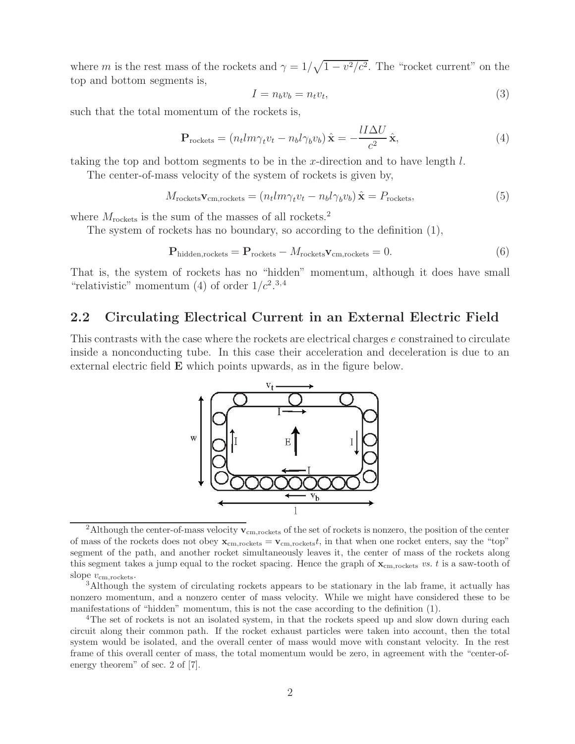where $m$ is the rest mass of the rockets and $\gamma = 1/\sqrt{1 - v^2/c^2}$. The "rocket current" on the top and bottom segments is,

$$I = n_b v_b = n_t v_t, \tag{3}$$

such that the total momentum of the rockets is,

$$\mathbf{P}_{\text{rockets}} = (n_t l m \gamma_t v_t - n_b l \gamma_b v_b)\,\hat{\mathbf{x}} = -\frac{l I \Delta U}{c^2}\,\hat{\mathbf{x}}, \tag{4}$$

taking the top and bottom segments to be in the $x$-direction and to have length $l$.

The center-of-mass velocity of the system of rockets is given by,

$$M_{\text{rockets}} \mathbf{v}_{\text{cm,rockets}} = (n_t l m \gamma_t v_t - n_b l \gamma_b v_b)\,\hat{\mathbf{x}} = P_{\text{rockets}}, \tag{5}$$

where $M_{\text{rockets}}$ is the sum of the masses of all rockets.[2]

The system of rockets has no boundary, so according to the definition (1),

$$\mathbf{P}_{\text{hidden,rockets}} = \mathbf{P}_{\text{rockets}} - M_{\text{rockets}} \mathbf{v}_{\text{cm,rockets}} = 0. \tag{6}$$

That is, the system of rockets has no "hidden" momentum, although it does have small "relativistic" momentum (4) of order $1/c^2$.[3,4]

## 2.2 Circulating Electrical Current in an External Electric Field

This contrasts with the case where the rockets are electrical charges $e$ constrained to circulate inside a nonconducting tube. In this case their acceleration and deceleration is due to an external electric field $\mathbf{E}$ which points upwards, as in the figure below.

---

[2] Although the center-of-mass velocity $\mathbf{v}_{\text{cm,rockets}}$ of the set of rockets is nonzero, the position of the center of mass of the rockets does not obey $\mathbf{x}_{\text{cm,rockets}} = \mathbf{v}_{\text{cm,rockets}} t$, in that when one rocket enters, say the "top" segment of the path, and another rocket simultaneously leaves it, the center of mass of the rockets along this segment takes a jump equal to the rocket spacing. Hence the graph of $\mathbf{x}_{\text{cm,rockets}}$ *vs.* $t$ is a saw-tooth of slope $v_{\text{cm,rockets}}$.

[3] Although the system of circulating rockets appears to be stationary in the lab frame, it actually has nonzero momentum, and a nonzero center of mass velocity. While we might have considered these to be manifestations of "hidden" momentum, this is not the case according to the definition (1).

[4] The set of rockets is not an isolated system, in that the rockets speed up and slow down during each circuit along their common path. If the rocket exhaust particles were taken into account, then the total system would be isolated, and the overall center of mass would move with constant velocity. In the rest frame of this overall center of mass, the total momentum would be zero, in agreement with the "center-of-energy theorem" of sec. 2 of [7].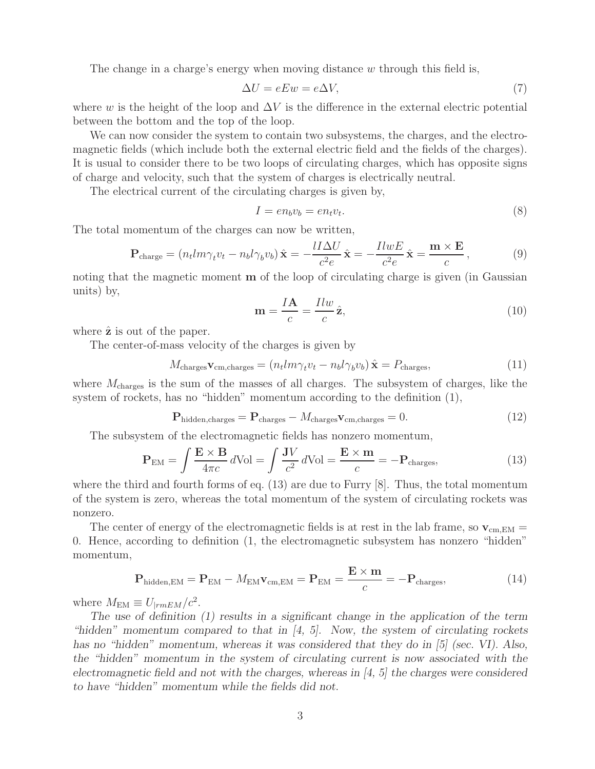The change in a charge's energy when moving distance $w$ through this field is,

$$\Delta U = eEw = e\Delta V, \tag{7}$$

where $w$ is the height of the loop and $\Delta V$ is the difference in the external electric potential between the bottom and the top of the loop.

We can now consider the system to contain two subsystems, the charges, and the electromagnetic fields (which include both the external electric field and the fields of the charges). It is usual to consider there to be two loops of circulating charges, which has opposite signs of charge and velocity, such that the system of charges is electrically neutral.

The electrical current of the circulating charges is given by,

$$I = en_b v_b = en_t v_t. \tag{8}$$

The total momentum of the charges can now be written,

$$\mathbf{P}_{\rm charge} = (n_t l m \gamma_t v_t - n_b l \gamma_b v_b)\,\hat{\mathbf{x}} = -\frac{lI\Delta U}{c^2 e}\,\hat{\mathbf{x}} = -\frac{IlwE}{c^2 e}\,\hat{\mathbf{x}} = \frac{\mathbf{m}\times\mathbf{E}}{c}\,, \tag{9}$$

noting that the magnetic moment $\mathbf{m}$ of the loop of circulating charge is given (in Gaussian units) by,

$$\mathbf{m} = \frac{I\mathbf{A}}{c} = \frac{Ilw}{c}\,\hat{\mathbf{z}}, \tag{10}$$

where $\hat{\mathbf{z}}$ is out of the paper.

The center-of-mass velocity of the charges is given by

$$M_{\rm charges}\mathbf{v}_{\rm cm,charges} = (n_t l m \gamma_t v_t - n_b l \gamma_b v_b)\,\hat{\mathbf{x}} = P_{\rm charges}, \tag{11}$$

where $M_{\rm charges}$ is the sum of the masses of all charges. The subsystem of charges, like the system of rockets, has no "hidden" momentum according to the definition (1),

$$\mathbf{P}_{\rm hidden,charges} = \mathbf{P}_{\rm charges} - M_{\rm charges}\mathbf{v}_{\rm cm,charges} = 0. \tag{12}$$

The subsystem of the electromagnetic fields has nonzero momentum,

$$\mathbf{P}_{\rm EM} = \int \frac{\mathbf{E}\times\mathbf{B}}{4\pi c}\,d{\rm Vol} = \int \frac{\mathbf{J}V}{c^2}\,d{\rm Vol} = \frac{\mathbf{E}\times\mathbf{m}}{c} = -\mathbf{P}_{\rm charges}, \tag{13}$$

where the third and fourth forms of eq. (13) are due to Furry [8]. Thus, the total momentum of the system is zero, whereas the total momentum of the system of circulating rockets was nonzero.

The center of energy of the electromagnetic fields is at rest in the lab frame, so $\mathbf{v}_{\rm cm,EM} = 0$. Hence, according to definition (1, the electromagnetic subsystem has nonzero "hidden" momentum,

$$\mathbf{P}_{\rm hidden,EM} = \mathbf{P}_{\rm EM} - M_{\rm EM}\mathbf{v}_{\rm cm,EM} = \mathbf{P}_{\rm EM} = \frac{\mathbf{E}\times\mathbf{m}}{c} = -\mathbf{P}_{\rm charges}, \tag{14}$$

where $M_{\rm EM} \equiv U_{|rmEM}/c^2$.

*The use of definition (1) results in a significant change in the application of the term "hidden" momentum compared to that in [4, 5]. Now, the system of circulating rockets has no "hidden" momentum, whereas it was considered that they do in [5] (sec. VI). Also, the "hidden" momentum in the system of circulating current is now associated with the electromagnetic field and not with the charges, whereas in [4, 5] the charges were considered to have "hidden" momentum while the fields did not.*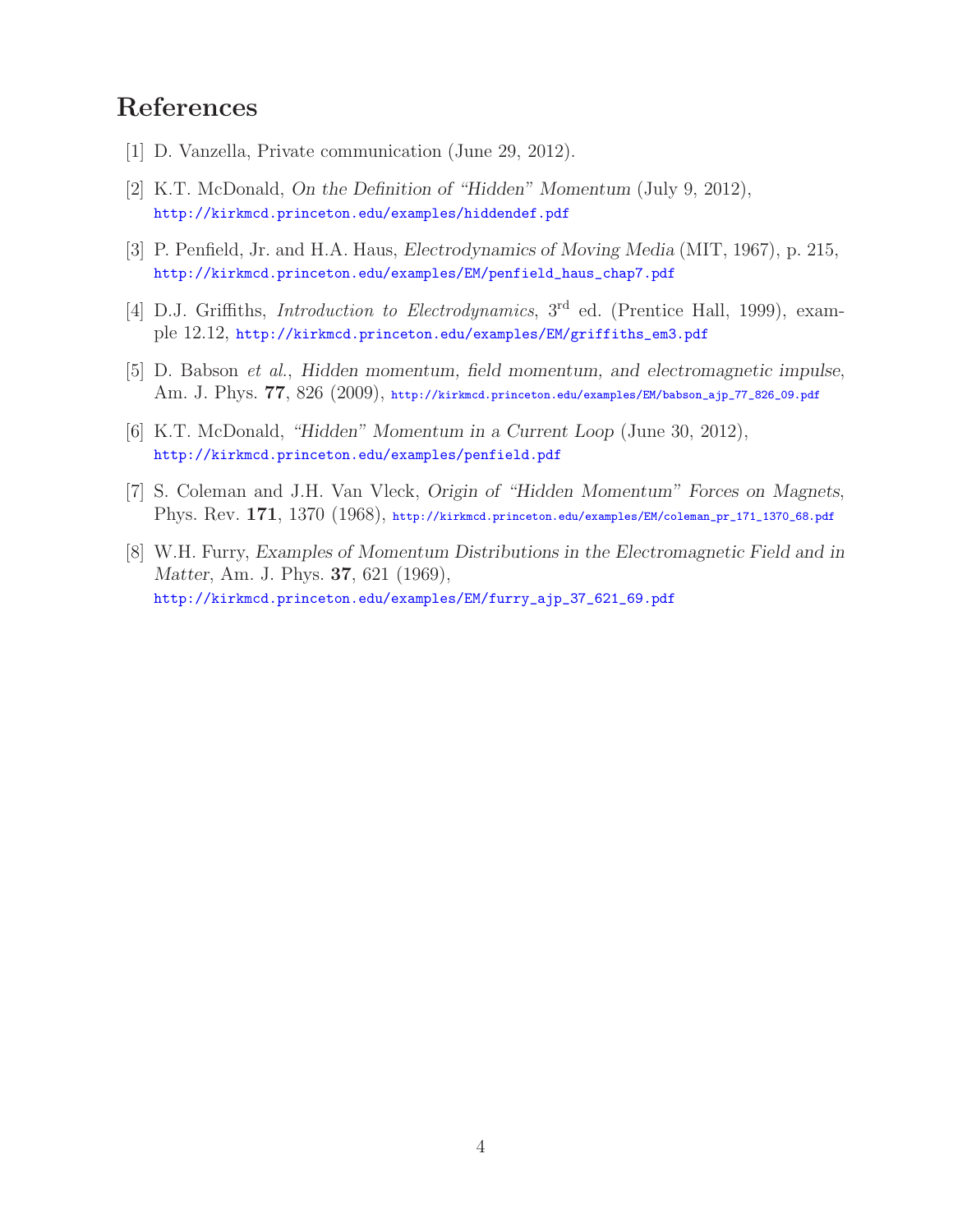## References

[1] D. Vanzella, Private communication (June 29, 2012).

[2] K.T. McDonald, *On the Definition of "Hidden" Momentum* (July 9, 2012), http://kirkmcd.princeton.edu/examples/hiddendef.pdf

[3] P. Penfield, Jr. and H.A. Haus, *Electrodynamics of Moving Media* (MIT, 1967), p. 215, http://kirkmcd.princeton.edu/examples/EM/penfield_haus_chap7.pdf

[4] D.J. Griffiths, *Introduction to Electrodynamics*, 3rd ed. (Prentice Hall, 1999), example 12.12, http://kirkmcd.princeton.edu/examples/EM/griffiths_em3.pdf

[5] D. Babson *et al.*, *Hidden momentum, field momentum, and electromagnetic impulse*, Am. J. Phys. **77**, 826 (2009), http://kirkmcd.princeton.edu/examples/EM/babson_ajp_77_826_09.pdf

[6] K.T. McDonald, *"Hidden" Momentum in a Current Loop* (June 30, 2012), http://kirkmcd.princeton.edu/examples/penfield.pdf

[7] S. Coleman and J.H. Van Vleck, *Origin of "Hidden Momentum" Forces on Magnets*, Phys. Rev. **171**, 1370 (1968), http://kirkmcd.princeton.edu/examples/EM/coleman_pr_171_1370_68.pdf

[8] W.H. Furry, *Examples of Momentum Distributions in the Electromagnetic Field and in Matter*, Am. J. Phys. **37**, 621 (1969), http://kirkmcd.princeton.edu/examples/EM/furry_ajp_37_621_69.pdf